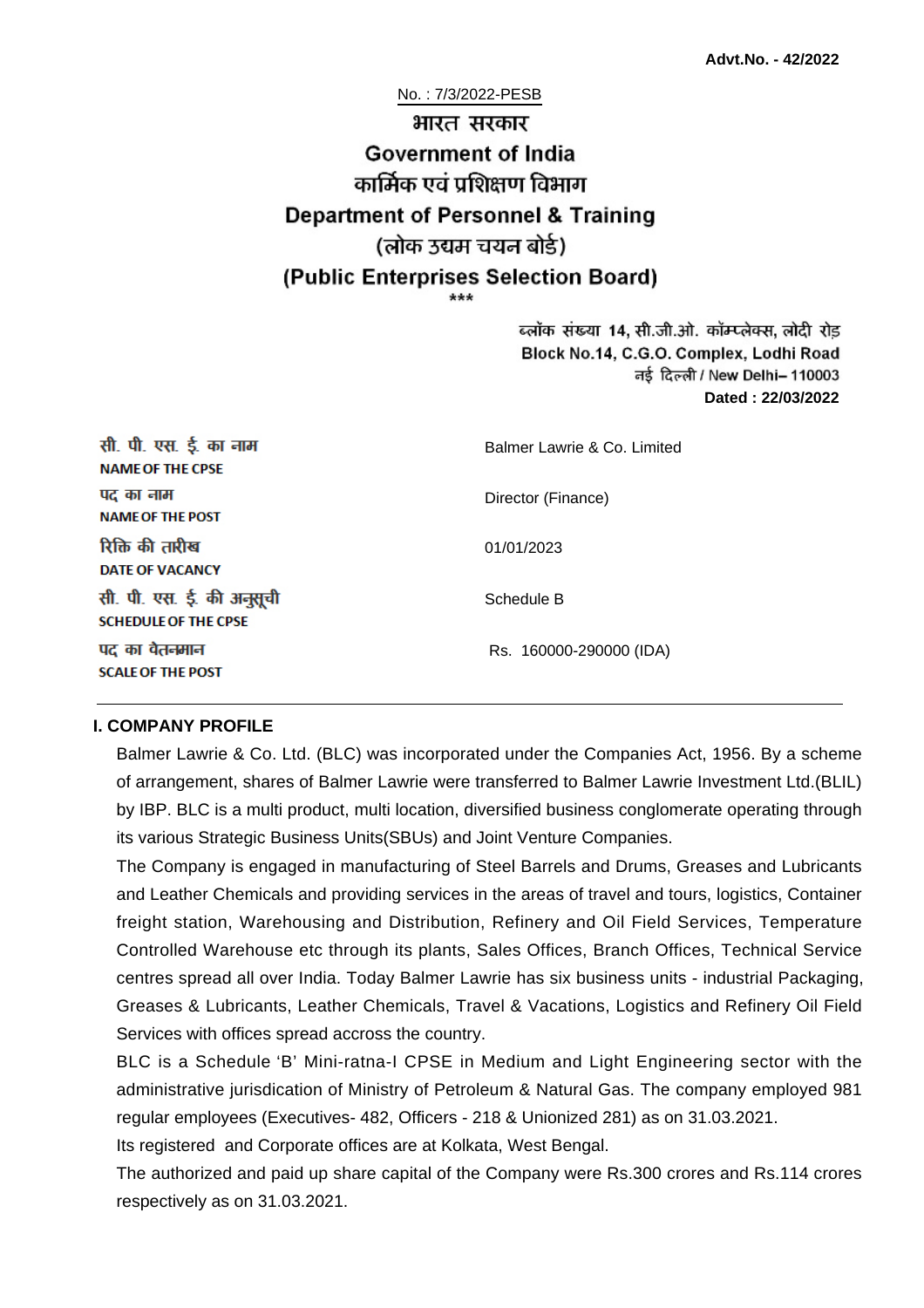**Advt.No. - 42/2022**

No. : 7/3/2022-PESB

# भारत सरकार
# Government of India
## कार्मिक एवं प्रशिक्षण विभाग
## Department of Personnel & Training
## (लोक उद्यम चयन बोर्ड)
## (Public Enterprises Selection Board)

\*\*\*

ब्लॉक संख्या 14, सी.जी.ओ. कॉम्प्लेक्स, लोदी रोड
Block No.14, C.G.O. Complex, Lodhi Road
नई दिल्ली / New Delhi– 110003
**Dated : 22/03/2022**

| | |
|---|---|
| सी. पी. एस. ई. का नाम<br>**NAME OF THE CPSE** | Balmer Lawrie & Co. Limited |
| पद का नाम<br>**NAME OF THE POST** | Director (Finance) |
| रिक्ति की तारीख<br>**DATE OF VACANCY** | 01/01/2023 |
| सी. पी. एस. ई. की अनुसूची<br>**SCHEDULE OF THE CPSE** | Schedule B |
| पद का वेतनमान<br>**SCALE OF THE POST** | Rs. 160000-290000 (IDA) |

### I. COMPANY PROFILE

Balmer Lawrie & Co. Ltd. (BLC) was incorporated under the Companies Act, 1956. By a scheme of arrangement, shares of Balmer Lawrie were transferred to Balmer Lawrie Investment Ltd.(BLIL) by IBP. BLC is a multi product, multi location, diversified business conglomerate operating through its various Strategic Business Units(SBUs) and Joint Venture Companies.

The Company is engaged in manufacturing of Steel Barrels and Drums, Greases and Lubricants and Leather Chemicals and providing services in the areas of travel and tours, logistics, Container freight station, Warehousing and Distribution, Refinery and Oil Field Services, Temperature Controlled Warehouse etc through its plants, Sales Offices, Branch Offices, Technical Service centres spread all over India. Today Balmer Lawrie has six business units - industrial Packaging, Greases & Lubricants, Leather Chemicals, Travel & Vacations, Logistics and Refinery Oil Field Services with offices spread accross the country.

BLC is a Schedule 'B' Mini-ratna-I CPSE in Medium and Light Engineering sector with the administrative jurisdication of Ministry of Petroleum & Natural Gas. The company employed 981 regular employees (Executives- 482, Officers - 218 & Unionized 281) as on 31.03.2021.

Its registered and Corporate offices are at Kolkata, West Bengal.

The authorized and paid up share capital of the Company were Rs.300 crores and Rs.114 crores respectively as on 31.03.2021.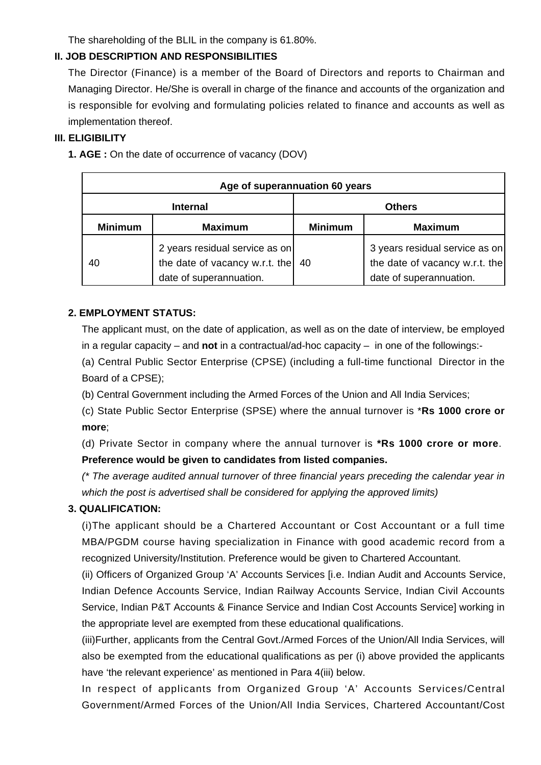The shareholding of the BLIL in the company is 61.80%.

## II. JOB DESCRIPTION AND RESPONSIBILITIES

The Director (Finance) is a member of the Board of Directors and reports to Chairman and Managing Director. He/She is overall in charge of the finance and accounts of the organization and is responsible for evolving and formulating policies related to finance and accounts as well as implementation thereof.

## III. ELIGIBILITY

**1. AGE :** On the date of occurrence of vacancy (DOV)

| Age of superannuation 60 years | | | |
|---|---|---|---|
| **Internal** | | **Others** | |
| **Minimum** | **Maximum** | **Minimum** | **Maximum** |
| 40 | 2 years residual service as on the date of vacancy w.r.t. the date of superannuation. | 40 | 3 years residual service as on the date of vacancy w.r.t. the date of superannuation. |

**2. EMPLOYMENT STATUS:**

The applicant must, on the date of application, as well as on the date of interview, be employed in a regular capacity – and **not** in a contractual/ad-hoc capacity – in one of the followings:-

(a) Central Public Sector Enterprise (CPSE) (including a full-time functional Director in the Board of a CPSE);

(b) Central Government including the Armed Forces of the Union and All India Services;

(c) State Public Sector Enterprise (SPSE) where the annual turnover is ***Rs 1000 crore or more**;

(d) Private Sector in company where the annual turnover is ***Rs 1000 crore or more**.

**Preference would be given to candidates from listed companies.**

*(* The average audited annual turnover of three financial years preceding the calendar year in which the post is advertised shall be considered for applying the approved limits)*

**3. QUALIFICATION:**

(i)The applicant should be a Chartered Accountant or Cost Accountant or a full time MBA/PGDM course having specialization in Finance with good academic record from a recognized University/Institution. Preference would be given to Chartered Accountant.

(ii) Officers of Organized Group 'A' Accounts Services [i.e. Indian Audit and Accounts Service, Indian Defence Accounts Service, Indian Railway Accounts Service, Indian Civil Accounts Service, Indian P&T Accounts & Finance Service and Indian Cost Accounts Service] working in the appropriate level are exempted from these educational qualifications.

(iii)Further, applicants from the Central Govt./Armed Forces of the Union/All India Services, will also be exempted from the educational qualifications as per (i) above provided the applicants have 'the relevant experience' as mentioned in Para 4(iii) below.

In respect of applicants from Organized Group 'A' Accounts Services/Central Government/Armed Forces of the Union/All India Services, Chartered Accountant/Cost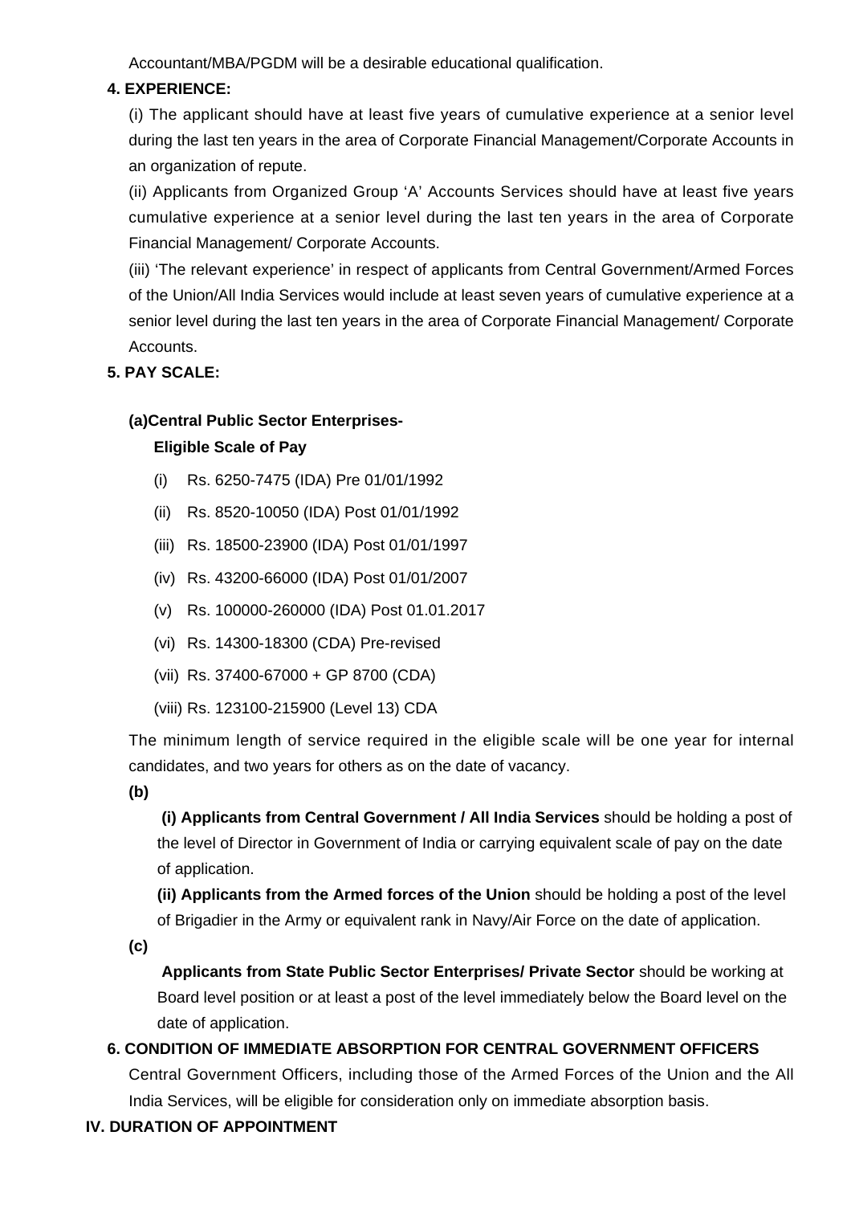Accountant/MBA/PGDM will be a desirable educational qualification.

**4. EXPERIENCE:**

(i) The applicant should have at least five years of cumulative experience at a senior level during the last ten years in the area of Corporate Financial Management/Corporate Accounts in an organization of repute.

(ii) Applicants from Organized Group 'A' Accounts Services should have at least five years cumulative experience at a senior level during the last ten years in the area of Corporate Financial Management/ Corporate Accounts.

(iii) 'The relevant experience' in respect of applicants from Central Government/Armed Forces of the Union/All India Services would include at least seven years of cumulative experience at a senior level during the last ten years in the area of Corporate Financial Management/ Corporate Accounts.

**5. PAY SCALE:**

**(a)Central Public Sector Enterprises-**

**Eligible Scale of Pay**

(i) Rs. 6250-7475 (IDA) Pre 01/01/1992

(ii) Rs. 8520-10050 (IDA) Post 01/01/1992

(iii) Rs. 18500-23900 (IDA) Post 01/01/1997

(iv) Rs. 43200-66000 (IDA) Post 01/01/2007

(v) Rs. 100000-260000 (IDA) Post 01.01.2017

(vi) Rs. 14300-18300 (CDA) Pre-revised

(vii) Rs. 37400-67000 + GP 8700 (CDA)

(viii) Rs. 123100-215900 (Level 13) CDA

The minimum length of service required in the eligible scale will be one year for internal candidates, and two years for others as on the date of vacancy.

**(b)**

**(i) Applicants from Central Government / All India Services** should be holding a post of the level of Director in Government of India or carrying equivalent scale of pay on the date of application.

**(ii) Applicants from the Armed forces of the Union** should be holding a post of the level of Brigadier in the Army or equivalent rank in Navy/Air Force on the date of application.

**(c)**

**Applicants from State Public Sector Enterprises/ Private Sector** should be working at Board level position or at least a post of the level immediately below the Board level on the date of application.

**6. CONDITION OF IMMEDIATE ABSORPTION FOR CENTRAL GOVERNMENT OFFICERS**

Central Government Officers, including those of the Armed Forces of the Union and the All India Services, will be eligible for consideration only on immediate absorption basis.

**IV. DURATION OF APPOINTMENT**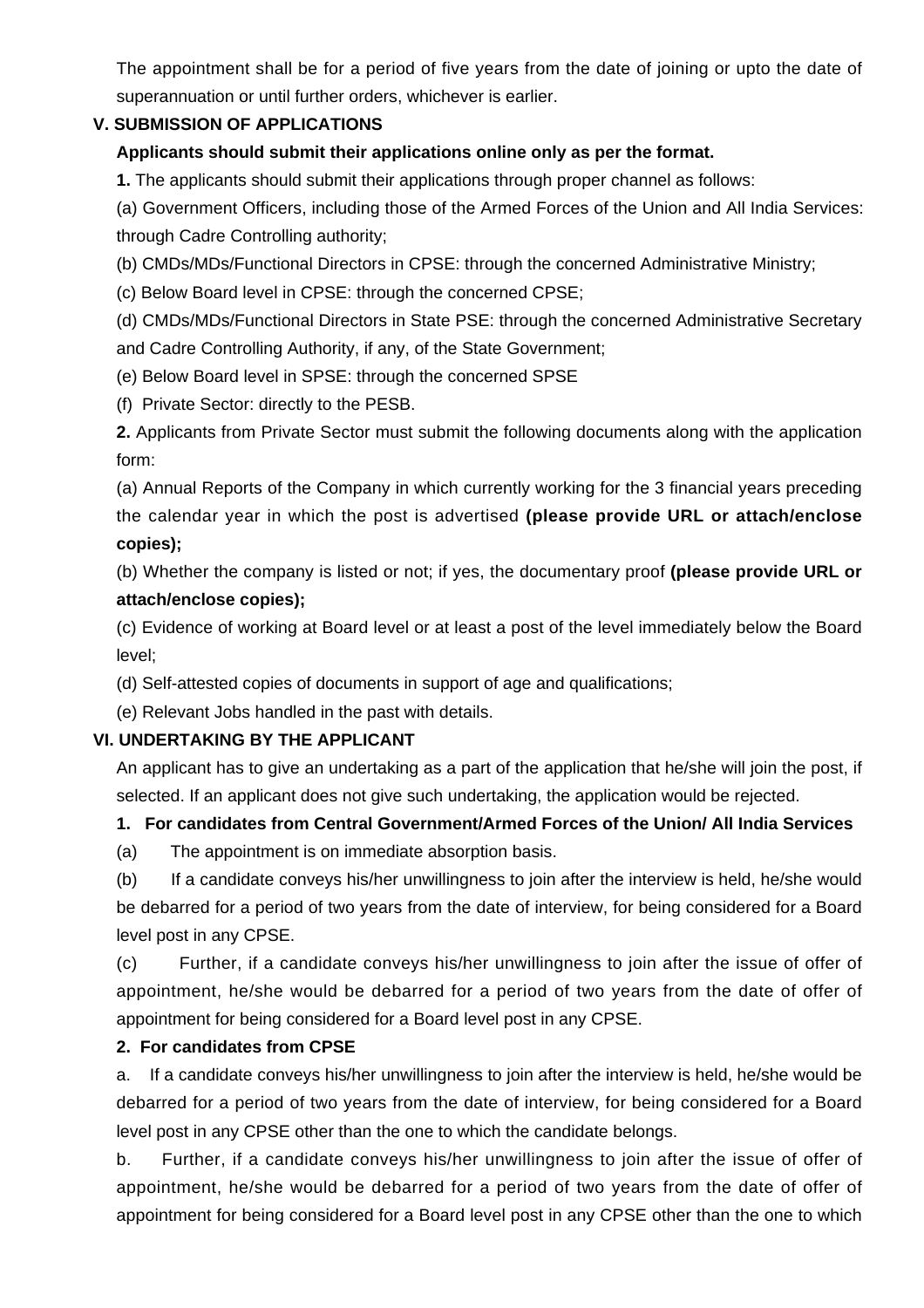The appointment shall be for a period of five years from the date of joining or upto the date of superannuation or until further orders, whichever is earlier.

## V. SUBMISSION OF APPLICATIONS

**Applicants should submit their applications online only as per the format.**

**1.** The applicants should submit their applications through proper channel as follows:

(a) Government Officers, including those of the Armed Forces of the Union and All India Services: through Cadre Controlling authority;

(b) CMDs/MDs/Functional Directors in CPSE: through the concerned Administrative Ministry;

(c) Below Board level in CPSE: through the concerned CPSE;

(d) CMDs/MDs/Functional Directors in State PSE: through the concerned Administrative Secretary and Cadre Controlling Authority, if any, of the State Government;

(e) Below Board level in SPSE: through the concerned SPSE

(f) Private Sector: directly to the PESB.

**2.** Applicants from Private Sector must submit the following documents along with the application form:

(a) Annual Reports of the Company in which currently working for the 3 financial years preceding the calendar year in which the post is advertised **(please provide URL or attach/enclose copies);**

(b) Whether the company is listed or not; if yes, the documentary proof **(please provide URL or attach/enclose copies);**

(c) Evidence of working at Board level or at least a post of the level immediately below the Board level;

(d) Self-attested copies of documents in support of age and qualifications;

(e) Relevant Jobs handled in the past with details.

## VI. UNDERTAKING BY THE APPLICANT

An applicant has to give an undertaking as a part of the application that he/she will join the post, if selected. If an applicant does not give such undertaking, the application would be rejected.

**1. For candidates from Central Government/Armed Forces of the Union/ All India Services**

(a) The appointment is on immediate absorption basis.

(b) If a candidate conveys his/her unwillingness to join after the interview is held, he/she would be debarred for a period of two years from the date of interview, for being considered for a Board level post in any CPSE.

(c) Further, if a candidate conveys his/her unwillingness to join after the issue of offer of appointment, he/she would be debarred for a period of two years from the date of offer of appointment for being considered for a Board level post in any CPSE.

**2. For candidates from CPSE**

a. If a candidate conveys his/her unwillingness to join after the interview is held, he/she would be debarred for a period of two years from the date of interview, for being considered for a Board level post in any CPSE other than the one to which the candidate belongs.

b. Further, if a candidate conveys his/her unwillingness to join after the issue of offer of appointment, he/she would be debarred for a period of two years from the date of offer of appointment for being considered for a Board level post in any CPSE other than the one to which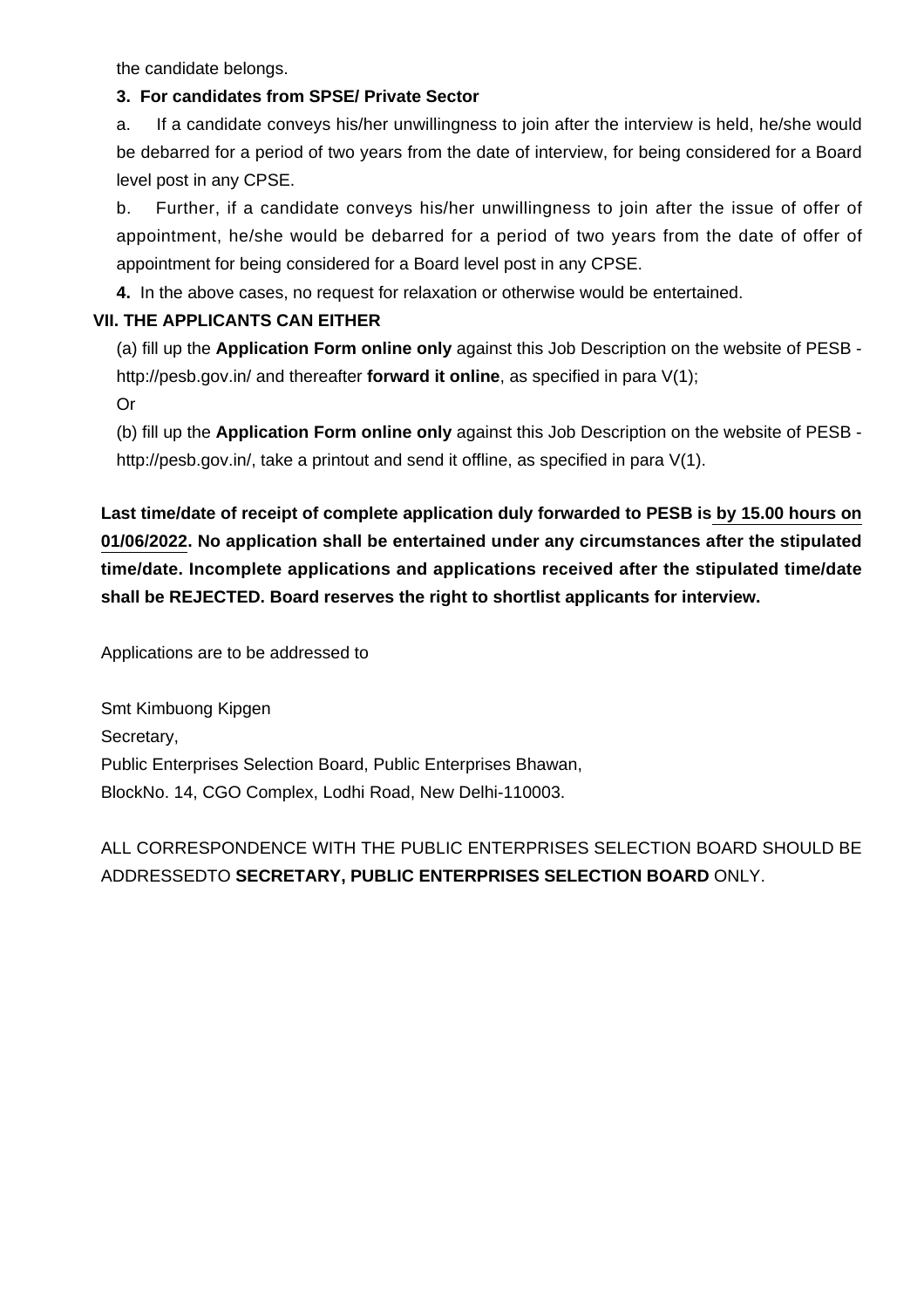the candidate belongs.

**3. For candidates from SPSE/ Private Sector**

a. If a candidate conveys his/her unwillingness to join after the interview is held, he/she would be debarred for a period of two years from the date of interview, for being considered for a Board level post in any CPSE.

b. Further, if a candidate conveys his/her unwillingness to join after the issue of offer of appointment, he/she would be debarred for a period of two years from the date of offer of appointment for being considered for a Board level post in any CPSE.

**4.** In the above cases, no request for relaxation or otherwise would be entertained.

**VII. THE APPLICANTS CAN EITHER**

(a) fill up the **Application Form online only** against this Job Description on the website of PESB - http://pesb.gov.in/ and thereafter **forward it online**, as specified in para V(1);

Or

(b) fill up the **Application Form online only** against this Job Description on the website of PESB - http://pesb.gov.in/, take a printout and send it offline, as specified in para V(1).

**Last time/date of receipt of complete application duly forwarded to PESB is by 15.00 hours on 01/06/2022. No application shall be entertained under any circumstances after the stipulated time/date. Incomplete applications and applications received after the stipulated time/date shall be REJECTED. Board reserves the right to shortlist applicants for interview.**

Applications are to be addressed to

Smt Kimbuong Kipgen
Secretary,
Public Enterprises Selection Board, Public Enterprises Bhawan,
BlockNo. 14, CGO Complex, Lodhi Road, New Delhi-110003.

ALL CORRESPONDENCE WITH THE PUBLIC ENTERPRISES SELECTION BOARD SHOULD BE ADDRESSEDTO **SECRETARY, PUBLIC ENTERPRISES SELECTION BOARD** ONLY.